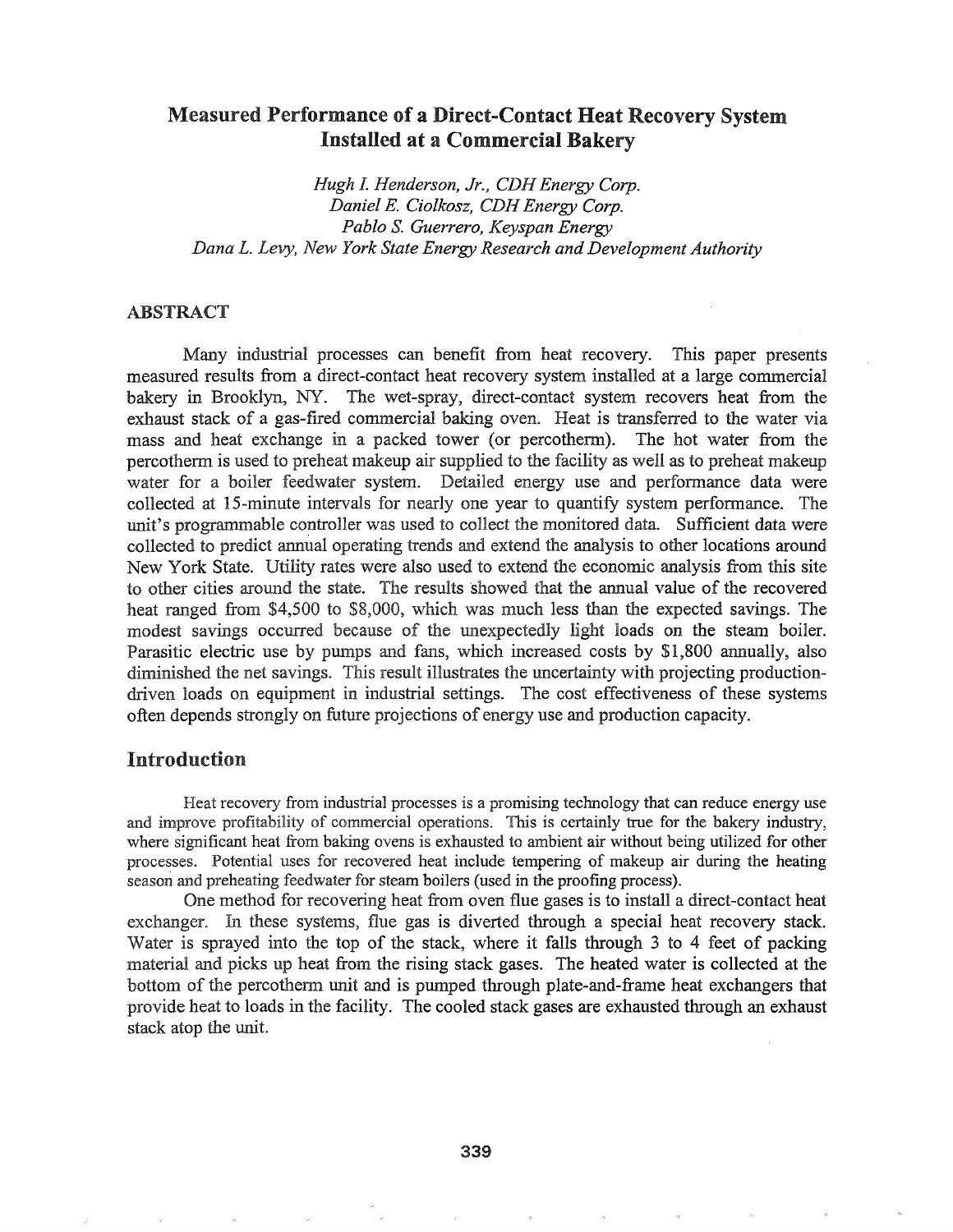# Measured Performance of a Direct-Contact Heat Recovery System Installed at a Commercial Bakery

*Hugh I. Henderson, Jr., CDH Energy Corp.*
*Daniel E. Ciolkosz, CDH Energy Corp.*
*Pablo S. Guerrero, Keyspan Energy*
*Dana L. Levy, New York State Energy Research and Development Authority*

## ABSTRACT

Many industrial processes can benefit from heat recovery. This paper presents measured results from a direct-contact heat recovery system installed at a large commercial bakery in Brooklyn, NY. The wet-spray, direct-contact system recovers heat from the exhaust stack of a gas-fired commercial baking oven. Heat is transferred to the water via mass and heat exchange in a packed tower (or percotherm). The hot water from the percotherm is used to preheat makeup air supplied to the facility as well as to preheat makeup water for a boiler feedwater system. Detailed energy use and performance data were collected at 15-minute intervals for nearly one year to quantify system performance. The unit's programmable controller was used to collect the monitored data. Sufficient data were collected to predict annual operating trends and extend the analysis to other locations around New York State. Utility rates were also used to extend the economic analysis from this site to other cities around the state. The results showed that the annual value of the recovered heat ranged from $4,500 to $8,000, which was much less than the expected savings. The modest savings occurred because of the unexpectedly light loads on the steam boiler. Parasitic electric use by pumps and fans, which increased costs by $1,800 annually, also diminished the net savings. This result illustrates the uncertainty with projecting production-driven loads on equipment in industrial settings. The cost effectiveness of these systems often depends strongly on future projections of energy use and production capacity.

## Introduction

Heat recovery from industrial processes is a promising technology that can reduce energy use and improve profitability of commercial operations. This is certainly true for the bakery industry, where significant heat from baking ovens is exhausted to ambient air without being utilized for other processes. Potential uses for recovered heat include tempering of makeup air during the heating season and preheating feedwater for steam boilers (used in the proofing process).

One method for recovering heat from oven flue gases is to install a direct-contact heat exchanger. In these systems, flue gas is diverted through a special heat recovery stack. Water is sprayed into the top of the stack, where it falls through 3 to 4 feet of packing material and picks up heat from the rising stack gases. The heated water is collected at the bottom of the percotherm unit and is pumped through plate-and-frame heat exchangers that provide heat to loads in the facility. The cooled stack gases are exhausted through an exhaust stack atop the unit.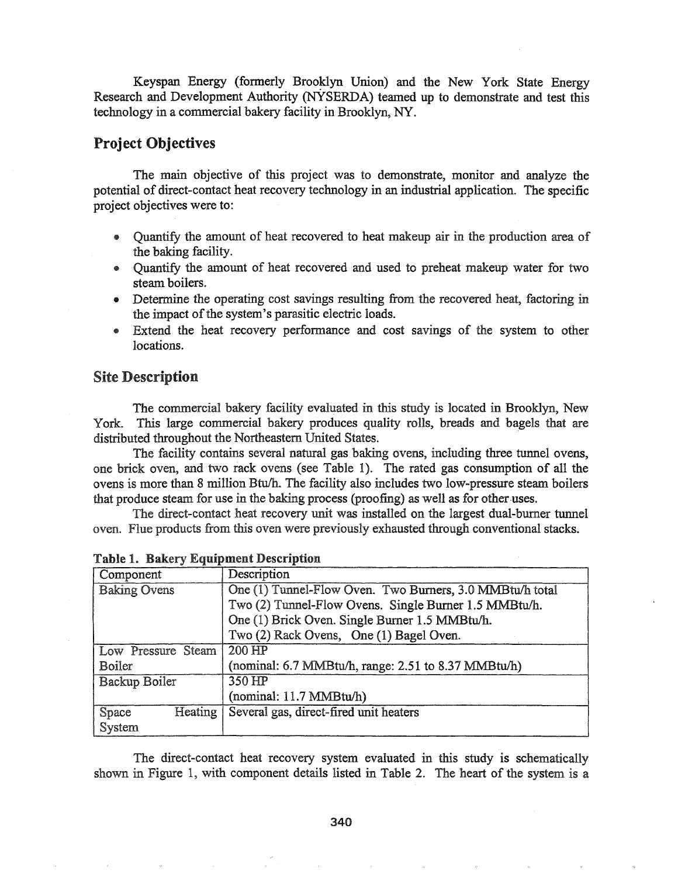Keyspan Energy (formerly Brooklyn Union) and the New York State Energy Research and Development Authority (NYSERDA) teamed up to demonstrate and test this technology in a commercial bakery facility in Brooklyn, NY.

## Project Objectives

The main objective of this project was to demonstrate, monitor and analyze the potential of direct-contact heat recovery technology in an industrial application. The specific project objectives were to:

- Quantify the amount of heat recovered to heat makeup air in the production area of the baking facility.
- Quantify the amount of heat recovered and used to preheat makeup water for two steam boilers.
- Determine the operating cost savings resulting from the recovered heat, factoring in the impact of the system's parasitic electric loads.
- Extend the heat recovery performance and cost savings of the system to other locations.

## Site Description

The commercial bakery facility evaluated in this study is located in Brooklyn, New York. This large commercial bakery produces quality rolls, breads and bagels that are distributed throughout the Northeastern United States.

The facility contains several natural gas baking ovens, including three tunnel ovens, one brick oven, and two rack ovens (see Table 1). The rated gas consumption of all the ovens is more than 8 million Btu/h. The facility also includes two low-pressure steam boilers that produce steam for use in the baking process (proofing) as well as for other uses.

The direct-contact heat recovery unit was installed on the largest dual-burner tunnel oven. Flue products from this oven were previously exhausted through conventional stacks.

**Table 1. Bakery Equipment Description**

| Component | Description |
|---|---|
| Baking Ovens | One (1) Tunnel-Flow Oven. Two Burners, 3.0 MMBtu/h total<br>Two (2) Tunnel-Flow Ovens. Single Burner 1.5 MMBtu/h.<br>One (1) Brick Oven. Single Burner 1.5 MMBtu/h.<br>Two (2) Rack Ovens, One (1) Bagel Oven. |
| Low Pressure Steam Boiler | 200 HP<br>(nominal: 6.7 MMBtu/h, range: 2.51 to 8.37 MMBtu/h) |
| Backup Boiler | 350 HP<br>(nominal: 11.7 MMBtu/h) |
| Space Heating System | Several gas, direct-fired unit heaters |

The direct-contact heat recovery system evaluated in this study is schematically shown in Figure 1, with component details listed in Table 2. The heart of the system is a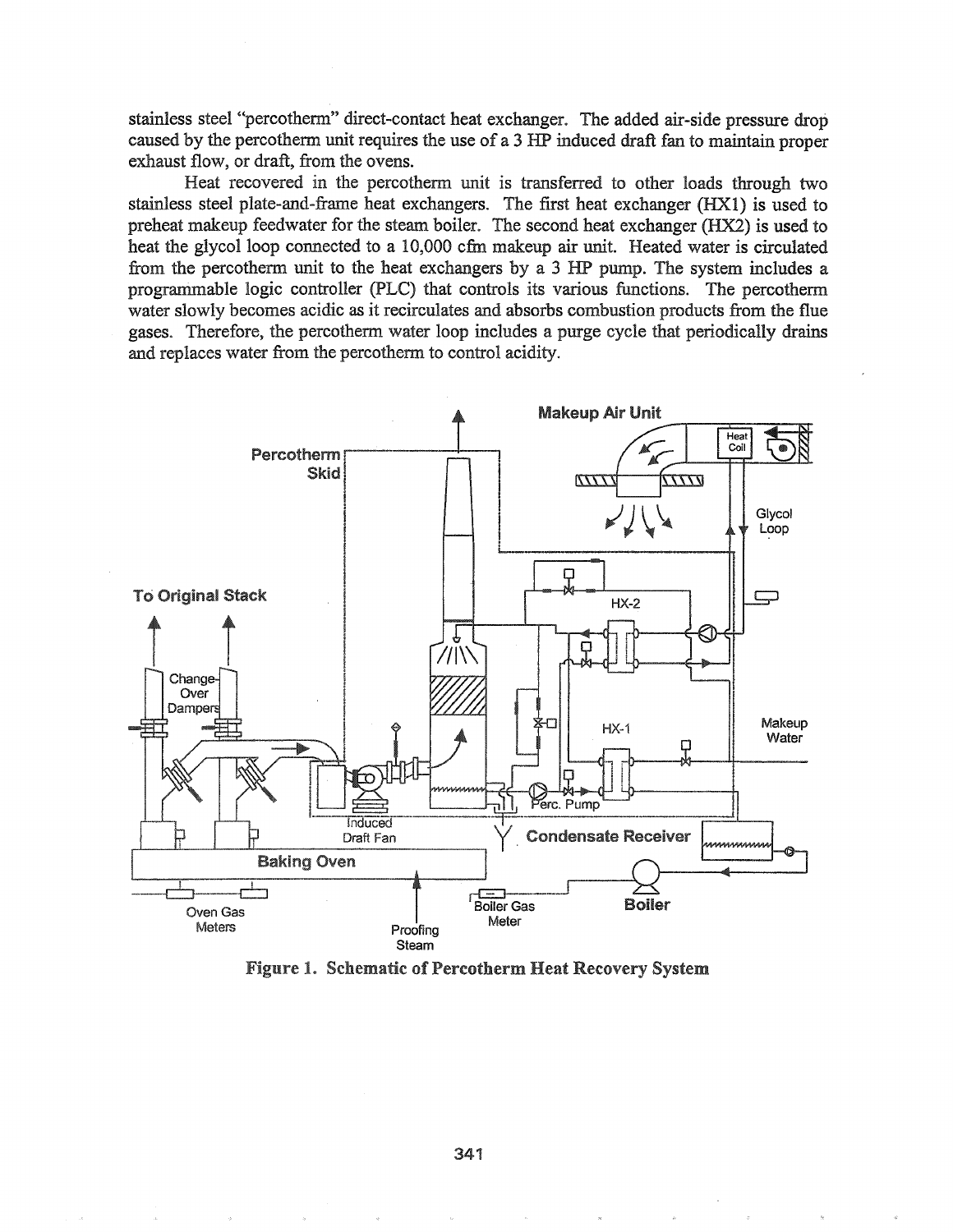stainless steel "percotherm" direct-contact heat exchanger. The added air-side pressure drop caused by the percotherm unit requires the use of a 3 HP induced draft fan to maintain proper exhaust flow, or draft, from the ovens.

Heat recovered in the percotherm unit is transferred to other loads through two stainless steel plate-and-frame heat exchangers. The first heat exchanger (HX1) is used to preheat makeup feedwater for the steam boiler. The second heat exchanger (HX2) is used to heat the glycol loop connected to a 10,000 cfm makeup air unit. Heated water is circulated from the percotherm unit to the heat exchangers by a 3 HP pump. The system includes a programmable logic controller (PLC) that controls its various functions. The percotherm water slowly becomes acidic as it recirculates and absorbs combustion products from the flue gases. Therefore, the percotherm water loop includes a purge cycle that periodically drains and replaces water from the percotherm to control acidity.

**Figure 1. Schematic of Percotherm Heat Recovery System**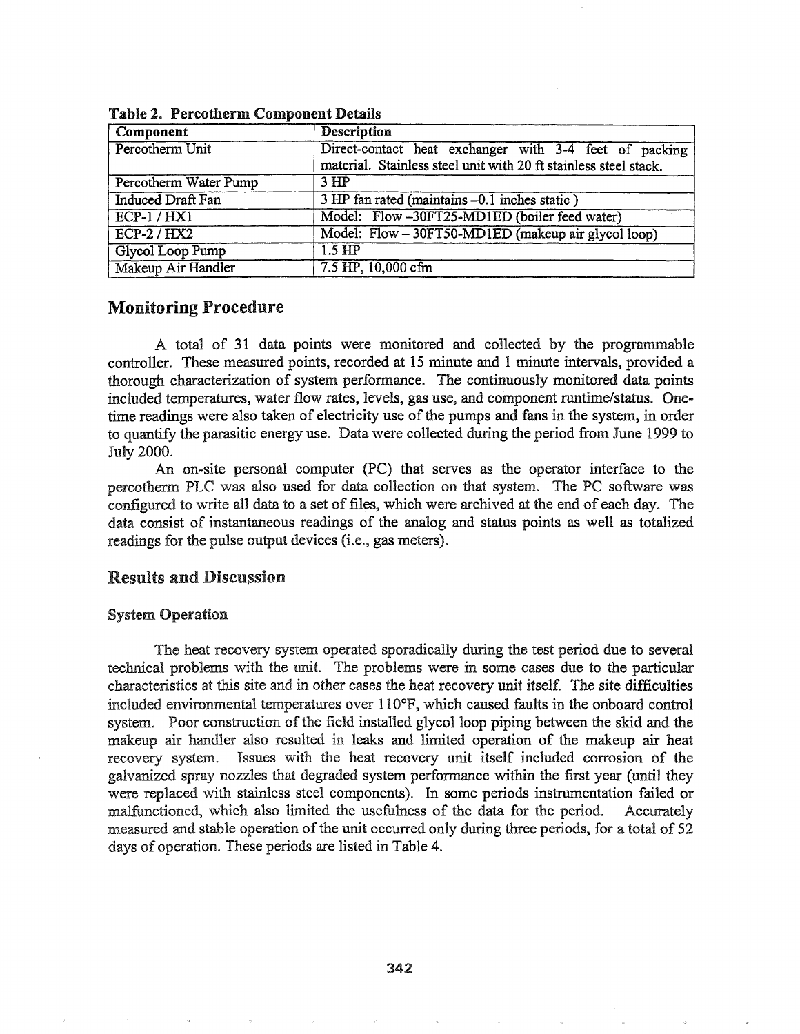**Table 2. Percotherm Component Details**

| Component | Description |
|---|---|
| Percotherm Unit | Direct-contact heat exchanger with 3-4 feet of packing material. Stainless steel unit with 20 ft stainless steel stack. |
| Percotherm Water Pump | 3 HP |
| Induced Draft Fan | 3 HP fan rated (maintains –0.1 inches static ) |
| ECP-1 / HX1 | Model: Flow –30FT25-MD1ED (boiler feed water) |
| ECP-2 / HX2 | Model: Flow – 30FT50-MD1ED (makeup air glycol loop) |
| Glycol Loop Pump | 1.5 HP |
| Makeup Air Handler | 7.5 HP, 10,000 cfm |

## Monitoring Procedure

A total of 31 data points were monitored and collected by the programmable controller. These measured points, recorded at 15 minute and 1 minute intervals, provided a thorough characterization of system performance. The continuously monitored data points included temperatures, water flow rates, levels, gas use, and component runtime/status. One-time readings were also taken of electricity use of the pumps and fans in the system, in order to quantify the parasitic energy use. Data were collected during the period from June 1999 to July 2000.

An on-site personal computer (PC) that serves as the operator interface to the percotherm PLC was also used for data collection on that system. The PC software was configured to write all data to a set of files, which were archived at the end of each day. The data consist of instantaneous readings of the analog and status points as well as totalized readings for the pulse output devices (i.e., gas meters).

## Results and Discussion

### System Operation

The heat recovery system operated sporadically during the test period due to several technical problems with the unit. The problems were in some cases due to the particular characteristics at this site and in other cases the heat recovery unit itself. The site difficulties included environmental temperatures over 110°F, which caused faults in the onboard control system. Poor construction of the field installed glycol loop piping between the skid and the makeup air handler also resulted in leaks and limited operation of the makeup air heat recovery system. Issues with the heat recovery unit itself included corrosion of the galvanized spray nozzles that degraded system performance within the first year (until they were replaced with stainless steel components). In some periods instrumentation failed or malfunctioned, which also limited the usefulness of the data for the period. Accurately measured and stable operation of the unit occurred only during three periods, for a total of 52 days of operation. These periods are listed in Table 4.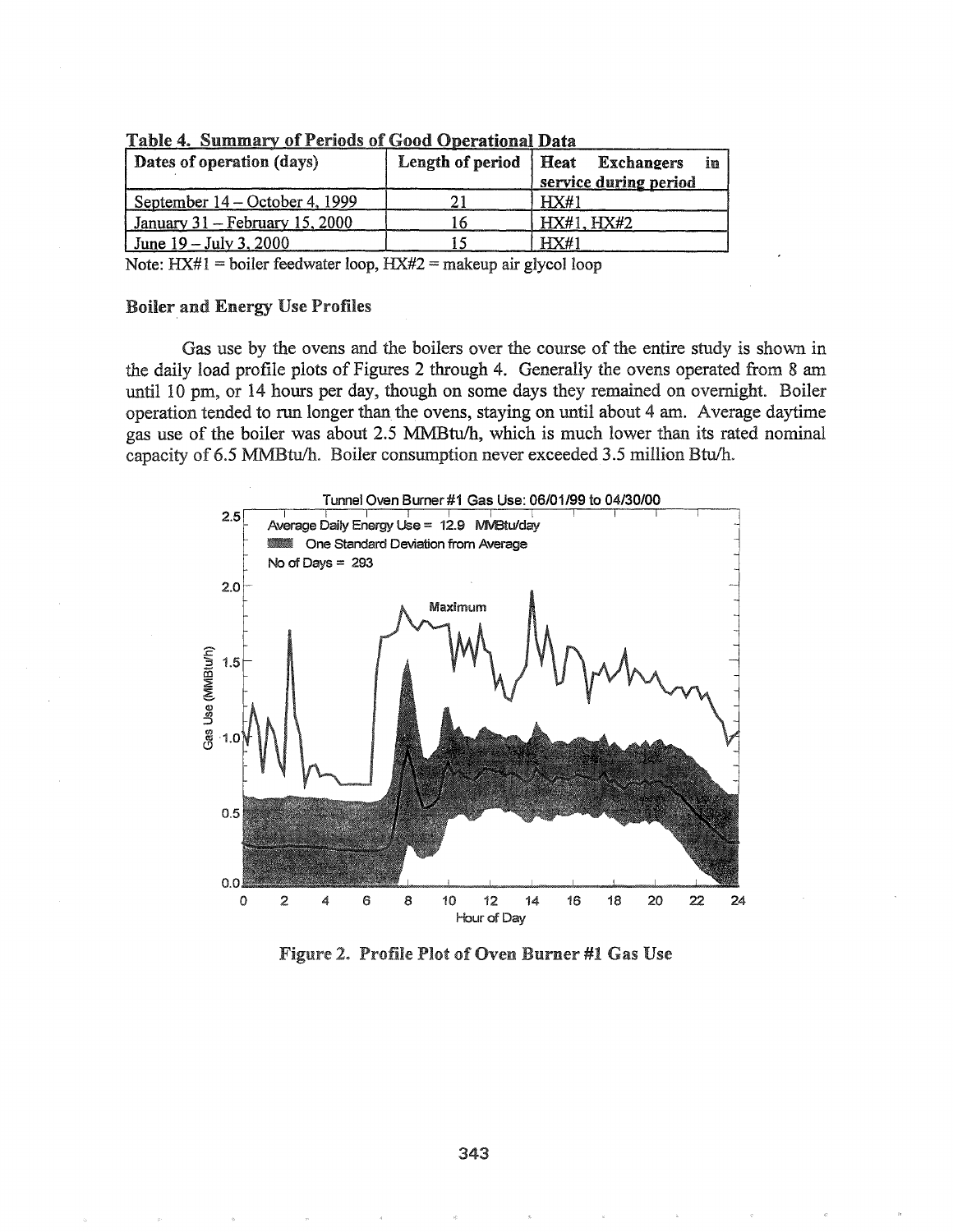**Table 4. Summary of Periods of Good Operational Data**

| Dates of operation (days) | Length of period | Heat Exchangers in service during period |
|---|---|---|
| September 14 – October 4, 1999 | 21 | HX#1 |
| January 31 – February 15, 2000 | 16 | HX#1, HX#2 |
| June 19 – July 3, 2000 | 15 | HX#1 |

Note: HX#1 = boiler feedwater loop, HX#2 = makeup air glycol loop

### Boiler and Energy Use Profiles

Gas use by the ovens and the boilers over the course of the entire study is shown in the daily load profile plots of Figures 2 through 4. Generally the ovens operated from 8 am until 10 pm, or 14 hours per day, though on some days they remained on overnight. Boiler operation tended to run longer than the ovens, staying on until about 4 am. Average daytime gas use of the boiler was about 2.5 MMBtu/h, which is much lower than its rated nominal capacity of 6.5 MMBtu/h. Boiler consumption never exceeded 3.5 million Btu/h.

Figure 2. Profile Plot of Oven Burner #1 Gas Use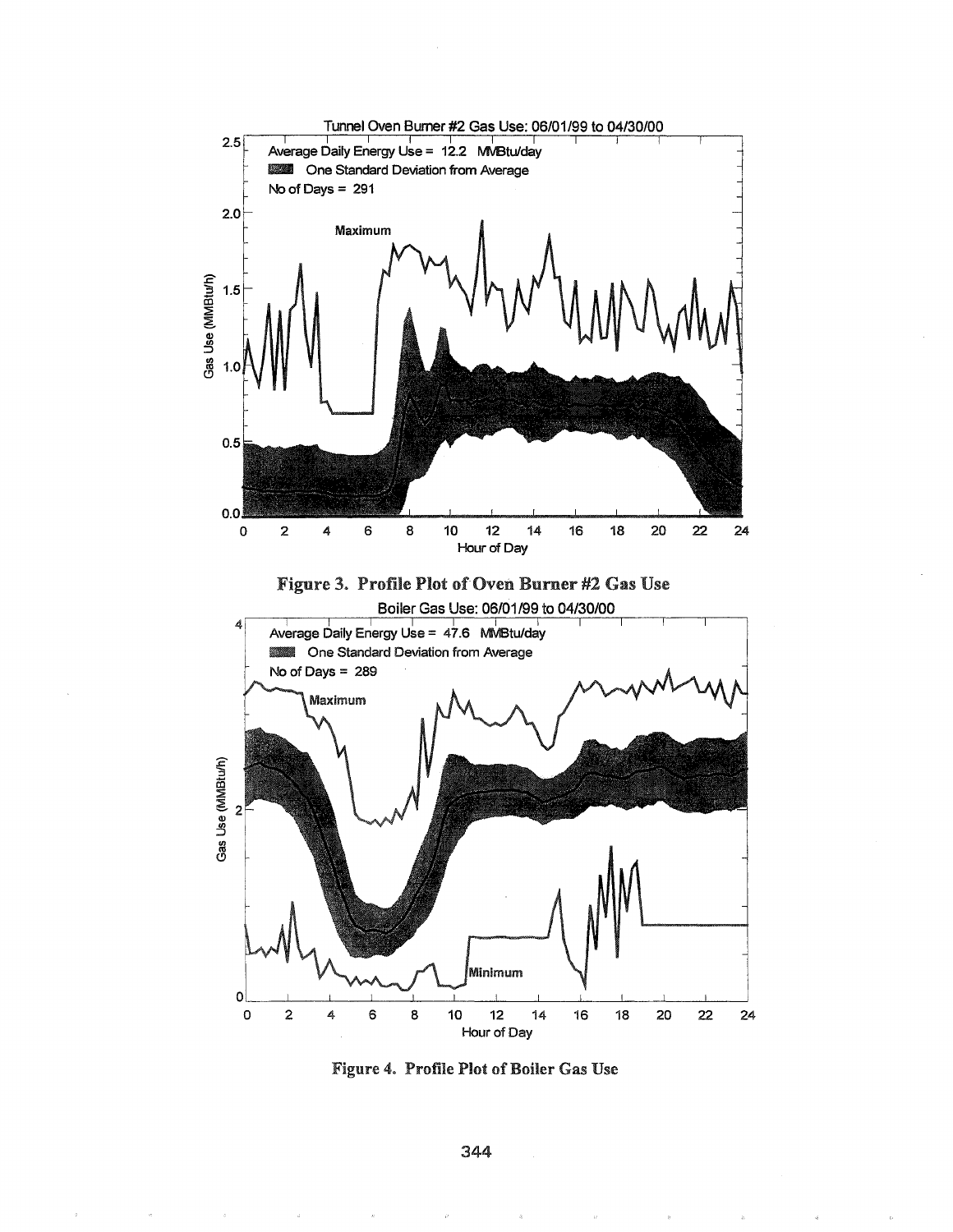Tunnel Oven Burner #2 Gas Use: 06/01/99 to 04/30/00

Average Daily Energy Use = 12.2 MMBtu/day

One Standard Deviation from Average

No of Days = 291

**Figure 3. Profile Plot of Oven Burner #2 Gas Use**

Boiler Gas Use: 06/01/99 to 04/30/00

Average Daily Energy Use = 47.6 MMBtu/day

One Standard Deviation from Average

No of Days = 289

**Figure 4. Profile Plot of Boiler Gas Use**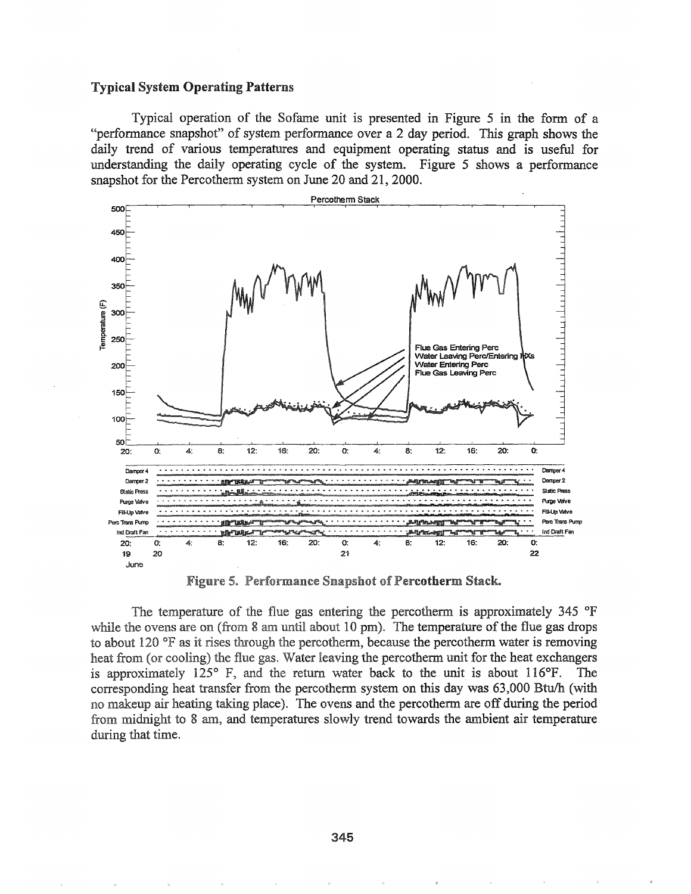### Typical System Operating Patterns

Typical operation of the Sofame unit is presented in Figure 5 in the form of a "performance snapshot" of system performance over a 2 day period. This graph shows the daily trend of various temperatures and equipment operating status and is useful for understanding the daily operating cycle of the system. Figure 5 shows a performance snapshot for the Percotherm system on June 20 and 21, 2000.

Figure 5. Performance Snapshot of Percotherm Stack.

The temperature of the flue gas entering the percotherm is approximately 345 °F while the ovens are on (from 8 am until about 10 pm). The temperature of the flue gas drops to about 120 °F as it rises through the percotherm, because the percotherm water is removing heat from (or cooling) the flue gas. Water leaving the percotherm unit for the heat exchangers is approximately 125° F, and the return water back to the unit is about 116°F. The corresponding heat transfer from the percotherm system on this day was 63,000 Btu/h (with no makeup air heating taking place). The ovens and the percotherm are off during the period from midnight to 8 am, and temperatures slowly trend towards the ambient air temperature during that time.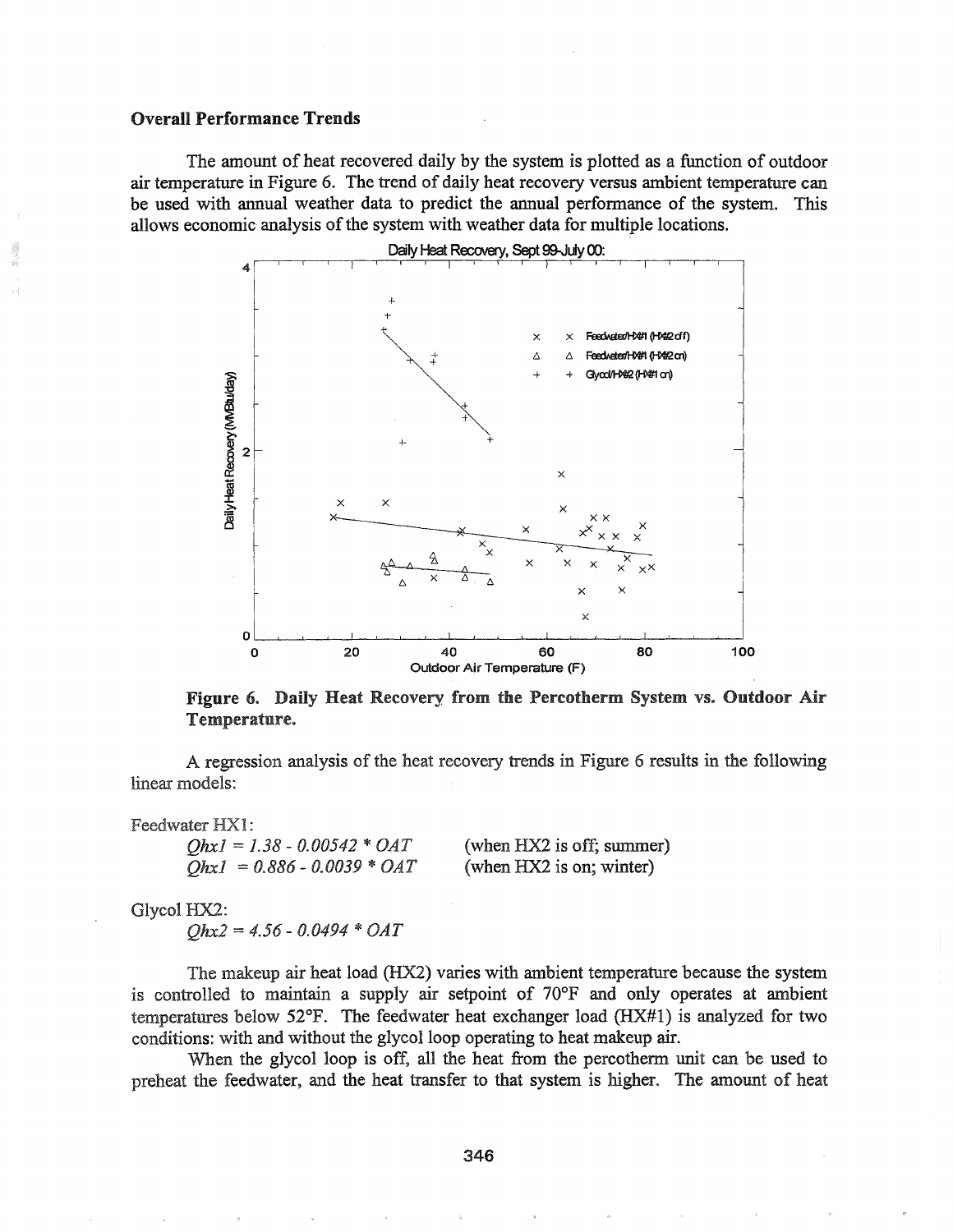### Overall Performance Trends

The amount of heat recovered daily by the system is plotted as a function of outdoor air temperature in Figure 6. The trend of daily heat recovery versus ambient temperature can be used with annual weather data to predict the annual performance of the system. This allows economic analysis of the system with weather data for multiple locations.

**Figure 6. Daily Heat Recovery from the Percotherm System vs. Outdoor Air Temperature.**

A regression analysis of the heat recovery trends in Figure 6 results in the following linear models:

Feedwater HX1:

$Qhx1 = 1.38 - 0.00542 * OAT$ (when HX2 is off; summer)

$Qhx1 = 0.886 - 0.0039 * OAT$ (when HX2 is on; winter)

Glycol HX2:

$Qhx2 = 4.56 - 0.0494 * OAT$

The makeup air heat load (HX2) varies with ambient temperature because the system is controlled to maintain a supply air setpoint of 70°F and only operates at ambient temperatures below 52°F. The feedwater heat exchanger load (HX#1) is analyzed for two conditions: with and without the glycol loop operating to heat makeup air.

When the glycol loop is off, all the heat from the percotherm unit can be used to preheat the feedwater, and the heat transfer to that system is higher. The amount of heat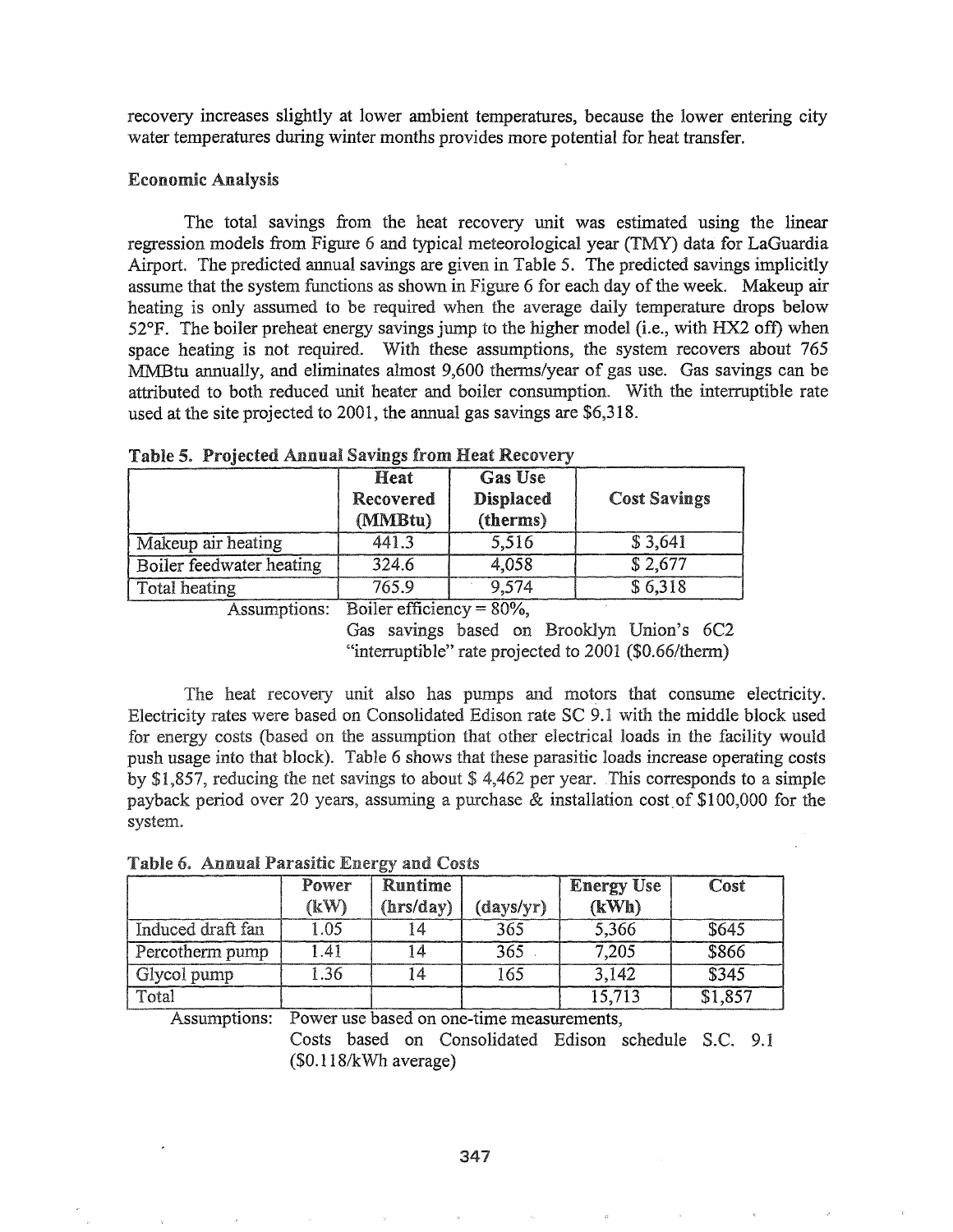recovery increases slightly at lower ambient temperatures, because the lower entering city water temperatures during winter months provides more potential for heat transfer.

### Economic Analysis

The total savings from the heat recovery unit was estimated using the linear regression models from Figure 6 and typical meteorological year (TMY) data for LaGuardia Airport. The predicted annual savings are given in Table 5. The predicted savings implicitly assume that the system functions as shown in Figure 6 for each day of the week. Makeup air heating is only assumed to be required when the average daily temperature drops below 52°F. The boiler preheat energy savings jump to the higher model (i.e., with HX2 off) when space heating is not required. With these assumptions, the system recovers about 765 MMBtu annually, and eliminates almost 9,600 therms/year of gas use. Gas savings can be attributed to both reduced unit heater and boiler consumption. With the interruptible rate used at the site projected to 2001, the annual gas savings are $6,318.

**Table 5. Projected Annual Savings from Heat Recovery**

| | Heat Recovered (MMBtu) | Gas Use Displaced (therms) | Cost Savings |
|---|---|---|---|
| Makeup air heating | 441.3 | 5,516 | $ 3,641 |
| Boiler feedwater heating | 324.6 | 4,058 | $ 2,677 |
| Total heating | 765.9 | 9,574 | $ 6,318 |

Assumptions: Boiler efficiency = 80%,
Gas savings based on Brooklyn Union's 6C2 "interruptible" rate projected to 2001 ($0.66/therm)

The heat recovery unit also has pumps and motors that consume electricity. Electricity rates were based on Consolidated Edison rate SC 9.1 with the middle block used for energy costs (based on the assumption that other electrical loads in the facility would push usage into that block). Table 6 shows that these parasitic loads increase operating costs by $1,857, reducing the net savings to about $ 4,462 per year. This corresponds to a simple payback period over 20 years, assuming a purchase & installation cost of $100,000 for the system.

**Table 6. Annual Parasitic Energy and Costs**

| | Power (kW) | Runtime (hrs/day) | (days/yr) | Energy Use (kWh) | Cost |
|---|---|---|---|---|---|
| Induced draft fan | 1.05 | 14 | 365 | 5,366 | $645 |
| Percotherm pump | 1.41 | 14 | 365 | 7,205 | $866 |
| Glycol pump | 1.36 | 14 | 165 | 3,142 | $345 |
| Total | | | | 15,713 | $1,857 |

Assumptions: Power use based on one-time measurements,
Costs based on Consolidated Edison schedule S.C. 9.1 ($0.118/kWh average)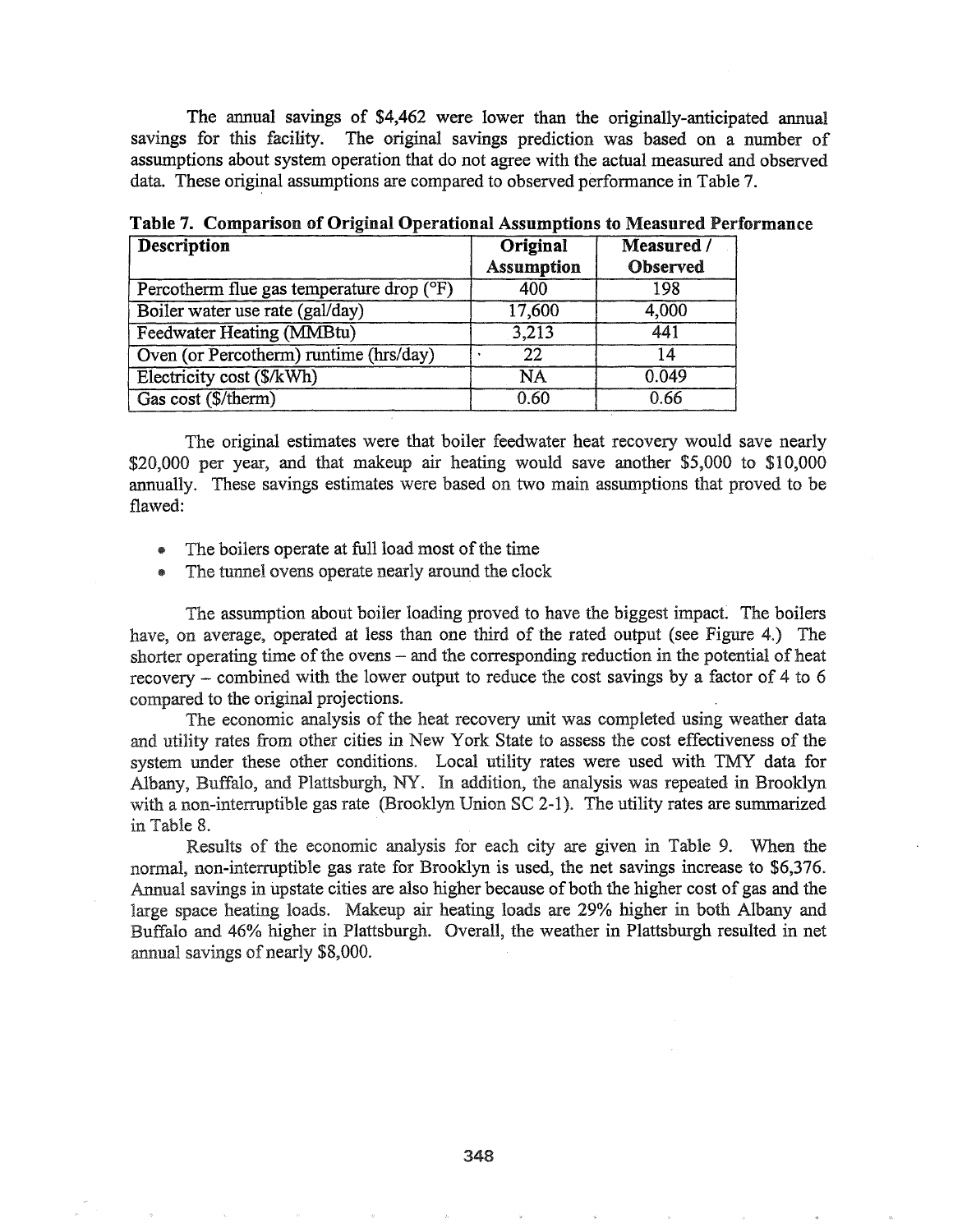The annual savings of $4,462 were lower than the originally-anticipated annual savings for this facility. The original savings prediction was based on a number of assumptions about system operation that do not agree with the actual measured and observed data. These original assumptions are compared to observed performance in Table 7.

**Table 7. Comparison of Original Operational Assumptions to Measured Performance**

| Description | Original Assumption | Measured / Observed |
|---|---|---|
| Percotherm flue gas temperature drop (°F) | 400 | 198 |
| Boiler water use rate (gal/day) | 17,600 | 4,000 |
| Feedwater Heating (MMBtu) | 3,213 | 441 |
| Oven (or Percotherm) runtime (hrs/day) | 22 | 14 |
| Electricity cost ($/kWh) | NA | 0.049 |
| Gas cost ($/therm) | 0.60 | 0.66 |

The original estimates were that boiler feedwater heat recovery would save nearly $20,000 per year, and that makeup air heating would save another $5,000 to $10,000 annually. These savings estimates were based on two main assumptions that proved to be flawed:

- The boilers operate at full load most of the time
- The tunnel ovens operate nearly around the clock

The assumption about boiler loading proved to have the biggest impact. The boilers have, on average, operated at less than one third of the rated output (see Figure 4.) The shorter operating time of the ovens – and the corresponding reduction in the potential of heat recovery – combined with the lower output to reduce the cost savings by a factor of 4 to 6 compared to the original projections.

The economic analysis of the heat recovery unit was completed using weather data and utility rates from other cities in New York State to assess the cost effectiveness of the system under these other conditions. Local utility rates were used with TMY data for Albany, Buffalo, and Plattsburgh, NY. In addition, the analysis was repeated in Brooklyn with a non-interruptible gas rate (Brooklyn Union SC 2-1). The utility rates are summarized in Table 8.

Results of the economic analysis for each city are given in Table 9. When the normal, non-interruptible gas rate for Brooklyn is used, the net savings increase to $6,376. Annual savings in upstate cities are also higher because of both the higher cost of gas and the large space heating loads. Makeup air heating loads are 29% higher in both Albany and Buffalo and 46% higher in Plattsburgh. Overall, the weather in Plattsburgh resulted in net annual savings of nearly $8,000.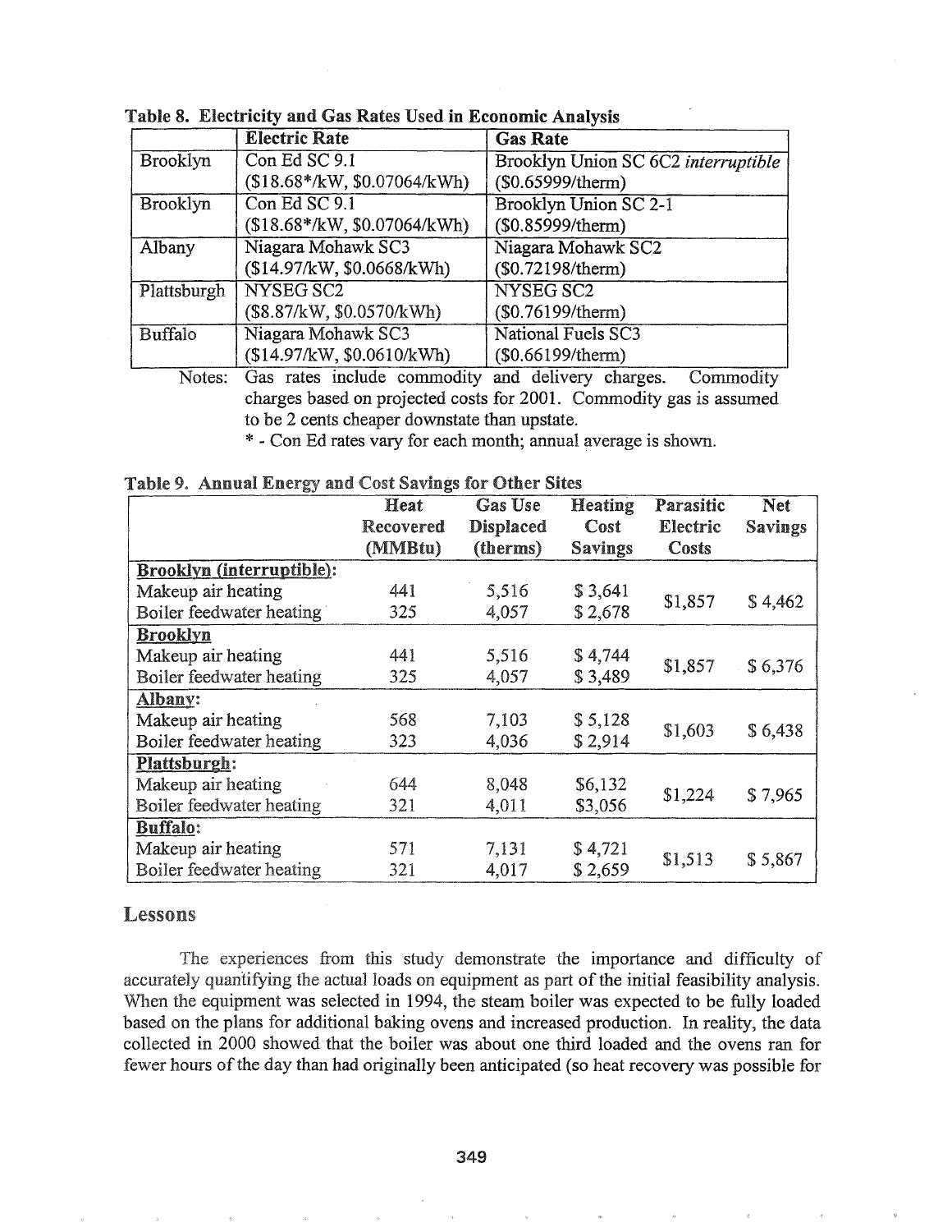**Table 8. Electricity and Gas Rates Used in Economic Analysis**

| | Electric Rate | Gas Rate |
|---|---|---|
| Brooklyn | Con Ed SC 9.1 ($18.68*/kW, $0.07064/kWh) | Brooklyn Union SC 6C2 *interruptible* ($0.65999/therm) |
| Brooklyn | Con Ed SC 9.1 ($18.68*/kW, $0.07064/kWh) | Brooklyn Union SC 2-1 ($0.85999/therm) |
| Albany | Niagara Mohawk SC3 ($14.97/kW, $0.0668/kWh) | Niagara Mohawk SC2 ($0.72198/therm) |
| Plattsburgh | NYSEG SC2 ($8.87/kW, $0.0570/kWh) | NYSEG SC2 ($0.76199/therm) |
| Buffalo | Niagara Mohawk SC3 ($14.97/kW, $0.0610/kWh) | National Fuels SC3 ($0.66199/therm) |

Notes: Gas rates include commodity and delivery charges. Commodity charges based on projected costs for 2001. Commodity gas is assumed to be 2 cents cheaper downstate than upstate.
\* - Con Ed rates vary for each month; annual average is shown.

**Table 9. Annual Energy and Cost Savings for Other Sites**

| | Heat Recovered (MMBtu) | Gas Use Displaced (therms) | Heating Cost Savings | Parasitic Electric Costs | Net Savings |
|---|---|---|---|---|---|
| **Brooklyn (interruptible):** | | | | | |
| Makeup air heating | 441 | 5,516 | $ 3,641 | $1,857 | $ 4,462 |
| Boiler feedwater heating | 325 | 4,057 | $ 2,678 | | |
| **Brooklyn** | | | | | |
| Makeup air heating | 441 | 5,516 | $ 4,744 | $1,857 | $ 6,376 |
| Boiler feedwater heating | 325 | 4,057 | $ 3,489 | | |
| **Albany:** | | | | | |
| Makeup air heating | 568 | 7,103 | $ 5,128 | $1,603 | $ 6,438 |
| Boiler feedwater heating | 323 | 4,036 | $ 2,914 | | |
| **Plattsburgh:** | | | | | |
| Makeup air heating | 644 | 8,048 | $6,132 | $1,224 | $ 7,965 |
| Boiler feedwater heating | 321 | 4,011 | $3,056 | | |
| **Buffalo:** | | | | | |
| Makeup air heating | 571 | 7,131 | $ 4,721 | $1,513 | $ 5,867 |
| Boiler feedwater heating | 321 | 4,017 | $ 2,659 | | |

## Lessons

The experiences from this study demonstrate the importance and difficulty of accurately quantifying the actual loads on equipment as part of the initial feasibility analysis. When the equipment was selected in 1994, the steam boiler was expected to be fully loaded based on the plans for additional baking ovens and increased production. In reality, the data collected in 2000 showed that the boiler was about one third loaded and the ovens ran for fewer hours of the day than had originally been anticipated (so heat recovery was possible for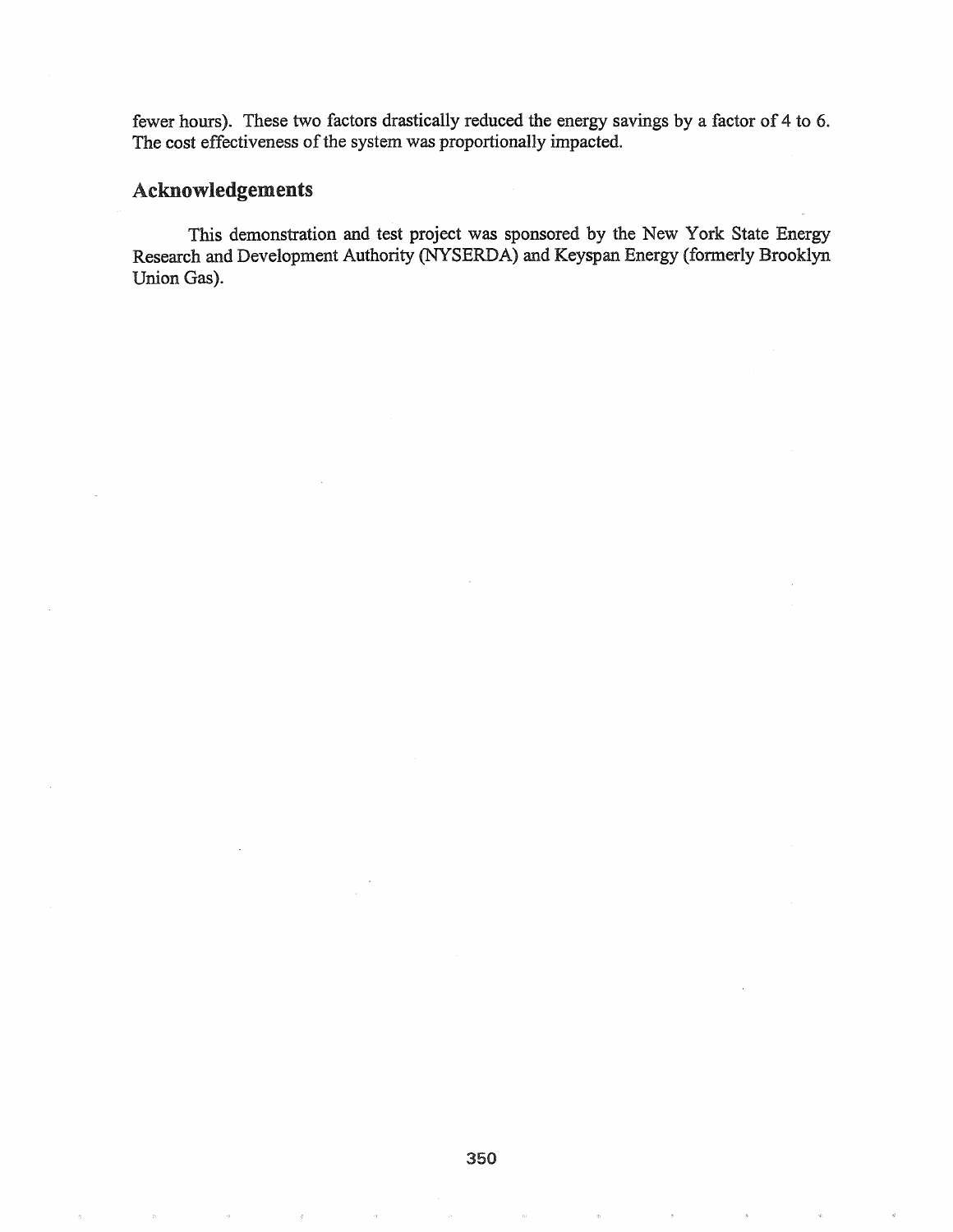fewer hours). These two factors drastically reduced the energy savings by a factor of 4 to 6. The cost effectiveness of the system was proportionally impacted.

## Acknowledgements

This demonstration and test project was sponsored by the New York State Energy Research and Development Authority (NYSERDA) and Keyspan Energy (formerly Brooklyn Union Gas).